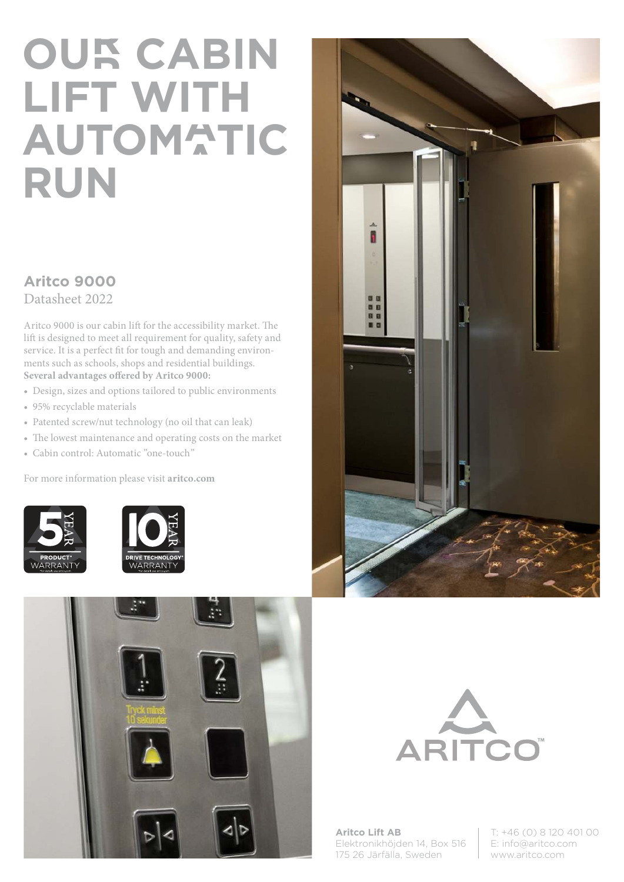# OUR CABIN LIFT WITH AUTOMATIC RUN

## Aritco 9000

Datasheet 2022

Aritco 9000 is our cabin lift for the accessibility market. The lift is designed to meet all requirement for quality, safety and service. It is a perfect fit for tough and demanding environments such as schools, shops and residential buildings.
**Several advantages offered by Aritco 9000:**

- Design, sizes and options tailored to public environments
- 95% recyclable materials
- Patented screw/nut technology (no oil that can leak)
- The lowest maintenance and operating costs on the market
- Cabin control: Automatic "one-touch"

For more information please visit **aritco.com**

5 YEAR PRODUCT* WARRANTY

10 YEAR DRIVE TECHNOLOGY* WARRANTY

ARITCO™

**Aritco Lift AB**
Elektronikhöjden 14, Box 516
175 26 Järfälla, Sweden

T: +46 (0) 8 120 401 00
E: info@aritco.com
www.aritco.com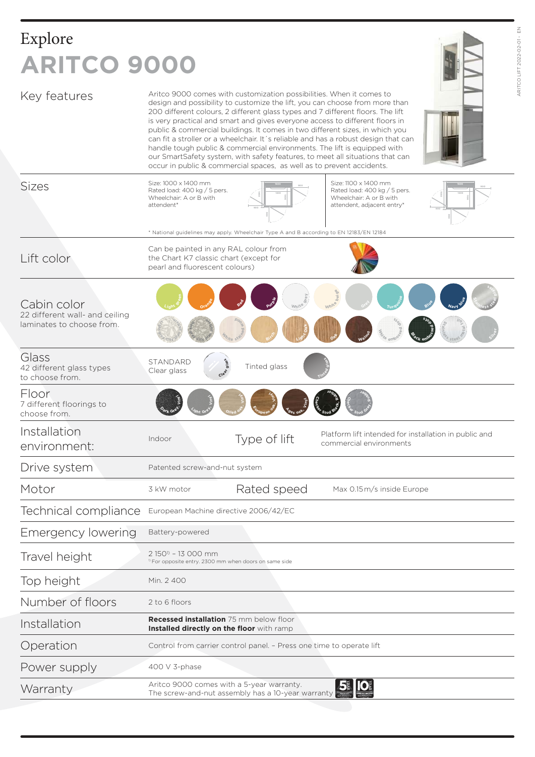# Explore

# ARITCO 9000

| | |
|---|---|
| Key features | Aritco 9000 comes with customization possibilities. When it comes to design and possibility to customize the lift, you can choose from more than 200 different colours, 2 different glass types and 7 different floors. The lift is very practical and smart and gives everyone access to different floors in public & commercial buildings. It comes in two different sizes, in which you can fit a stroller or a wheelchair. It´s reliable and has a robust design that can handle tough public & commercial environments. The lift is equipped with our SmartSafety system, with safety features, to meet all situations that can occur in public & commercial spaces, as well as to prevent accidents. |
| Sizes | Size: 1000 x 1400 mm<br>Rated load: 400 kg / 5 pers.<br>Wheelchair: A or B with attendent*<br><br>Size: 1100 x 1400 mm<br>Rated load: 400 kg / 5 pers.<br>Wheelchair: A or B with attendent, adjacent entry*<br><br>* National guidelines may apply. Wheelchair Type A and B according to EN 12183/EN 12184 |
| Lift color | Can be painted in any RAL colour from the Chart K7 classic chart (except for pearl and fluorescent colours) |
| Cabin color<br>22 different wall- and ceiling laminates to choose from. | Light green, Orange, Red, Purple, White Grey, White beige, Grey, Turquoise, Blue, Navy blue, Stainless steel, Linen Grey, City Grey, City Blue, White stained, Birch, Light Oak, Oak, Walnut, White embossed, Black embossed, Stainless steel metal, Silver |
| Glass<br>42 different glass types to choose from. | STANDARD<br>Clear glass<br><br>Tinted glass |
| Floor<br>7 different floorings to choose from. | Dark Grey, Vinyl; Light Grey, Vinyl; Oiled oak, Vinyl; European oak, Vinyl; Ages oak, Vinyl; Checker Stud Black, Rubber; Checker Stud Grey, Rubber |
| Installation environment: | Indoor |
| Type of lift | Platform lift intended for installation in public and commercial environments |
| Drive system | Patented screw-and-nut system |
| Motor | 3 kW motor |
| Rated speed | Max 0.15 m/s inside Europe |
| Technical compliance | European Machine directive 2006/42/EC |
| Emergency lowering | Battery-powered |
| Travel height | 2 150[1] – 13 000 mm<br>[1] For opposite entry. 2300 mm when doors on same side |
| Top height | Min. 2 400 |
| Number of floors | 2 to 6 floors |
| Installation | **Recessed installation** 75 mm below floor<br>**Installed directly on the floor** with ramp |
| Operation | Control from carrier control panel. – Press one time to operate lift |
| Power supply | 400 V 3-phase |
| Warranty | Aritco 9000 comes with a 5-year warranty.<br>The screw-and-nut assembly has a 10-year warranty |